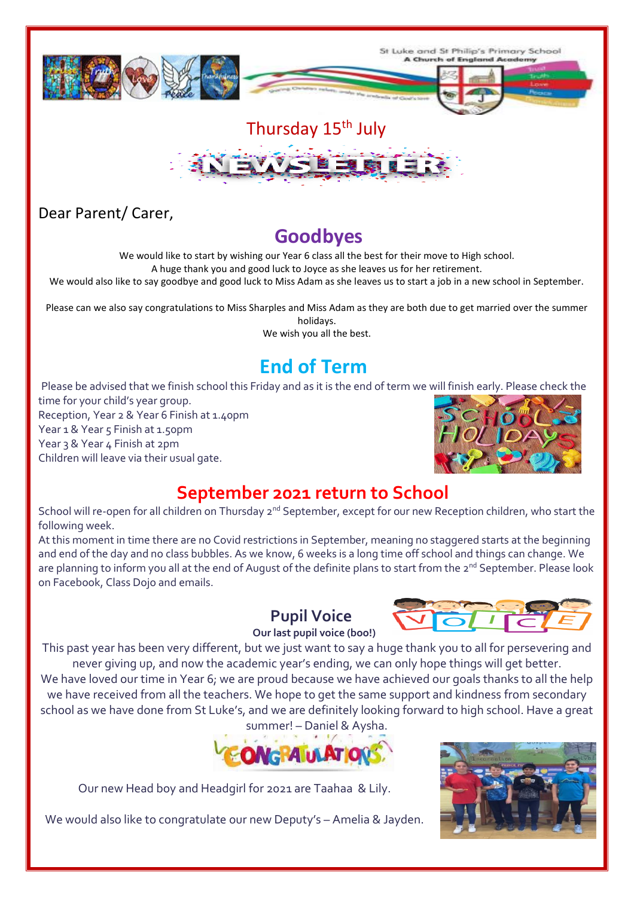St Luke and St Philip's Primary School
A Church of England Academy

Thursday 15th July

# NEWSLETTER

Dear Parent/ Carer,

## Goodbyes

We would like to start by wishing our Year 6 class all the best for their move to High school.
A huge thank you and good luck to Joyce as she leaves us for her retirement.
We would also like to say goodbye and good luck to Miss Adam as she leaves us to start a job in a new school in September.

Please can we also say congratulations to Miss Sharples and Miss Adam as they are both due to get married over the summer holidays.
We wish you all the best.

## End of Term

Please be advised that we finish school this Friday and as it is the end of term we will finish early. Please check the time for your child's year group.

Reception, Year 2 & Year 6 Finish at 1.40pm
Year 1 & Year 5 Finish at 1.50pm
Year 3 & Year 4 Finish at 2pm
Children will leave via their usual gate.

## September 2021 return to School

School will re-open for all children on Thursday 2nd September, except for our new Reception children, who start the following week.

At this moment in time there are no Covid restrictions in September, meaning no staggered starts at the beginning and end of the day and no class bubbles. As we know, 6 weeks is a long time off school and things can change. We are planning to inform you all at the end of August of the definite plans to start from the 2nd September. Please look on Facebook, Class Dojo and emails.

## Pupil Voice

**Our last pupil voice (boo!)**

This past year has been very different, but we just want to say a huge thank you to all for persevering and never giving up, and now the academic year's ending, we can only hope things will get better. We have loved our time in Year 6; we are proud because we have achieved our goals thanks to all the help we have received from all the teachers. We hope to get the same support and kindness from secondary school as we have done from St Luke's, and we are definitely looking forward to high school. Have a great summer! – Daniel & Aysha.

CONGRATULATIONS

Our new Head boy and Headgirl for 2021 are Taahaa & Lily.

We would also like to congratulate our new Deputy's – Amelia & Jayden.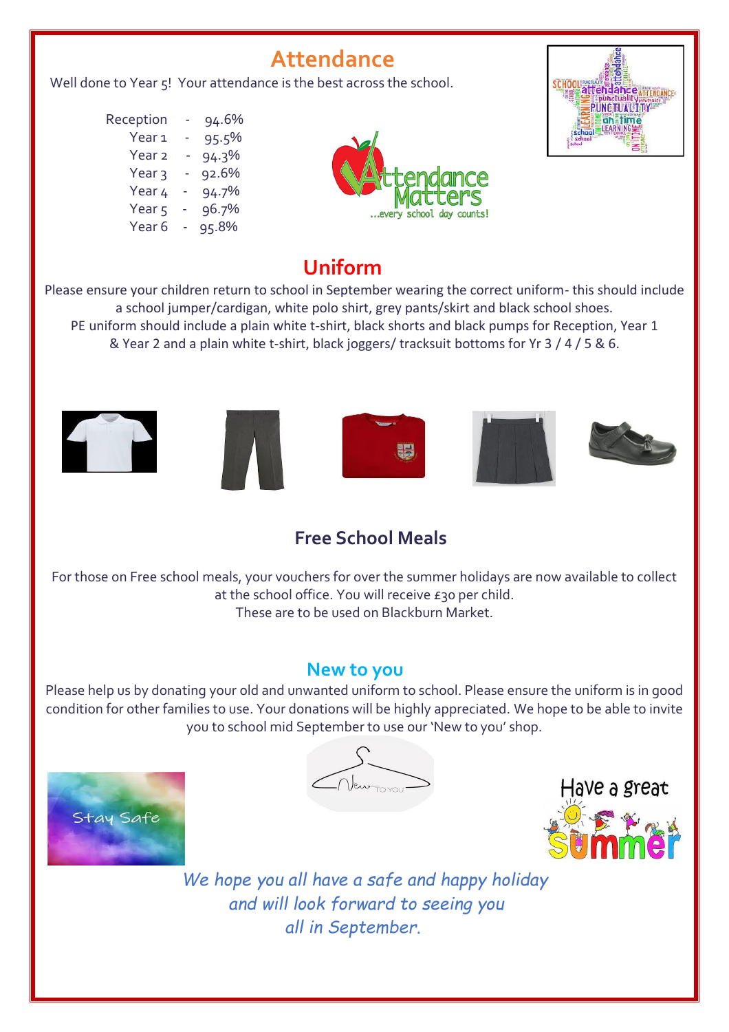## Attendance

Well done to Year 5! Your attendance is the best across the school.

| | | |
|---|---|---|
| Reception | - | 94.6% |
| Year 1 | - | 95.5% |
| Year 2 | - | 94.3% |
| Year 3 | - | 92.6% |
| Year 4 | - | 94.7% |
| Year 5 | - | 96.7% |
| Year 6 | - | 95.8% |

## Uniform

Please ensure your children return to school in September wearing the correct uniform- this should include a school jumper/cardigan, white polo shirt, grey pants/skirt and black school shoes.
PE uniform should include a plain white t-shirt, black shorts and black pumps for Reception, Year 1 & Year 2 and a plain white t-shirt, black joggers/ tracksuit bottoms for Yr 3 / 4 / 5 & 6.

## Free School Meals

For those on Free school meals, your vouchers for over the summer holidays are now available to collect at the school office. You will receive £30 per child.
These are to be used on Blackburn Market.

## New to you

Please help us by donating your old and unwanted uniform to school. Please ensure the uniform is in good condition for other families to use. Your donations will be highly appreciated. We hope to be able to invite you to school mid September to use our 'New to you' shop.

*We hope you all have a safe and happy holiday and will look forward to seeing you all in September.*